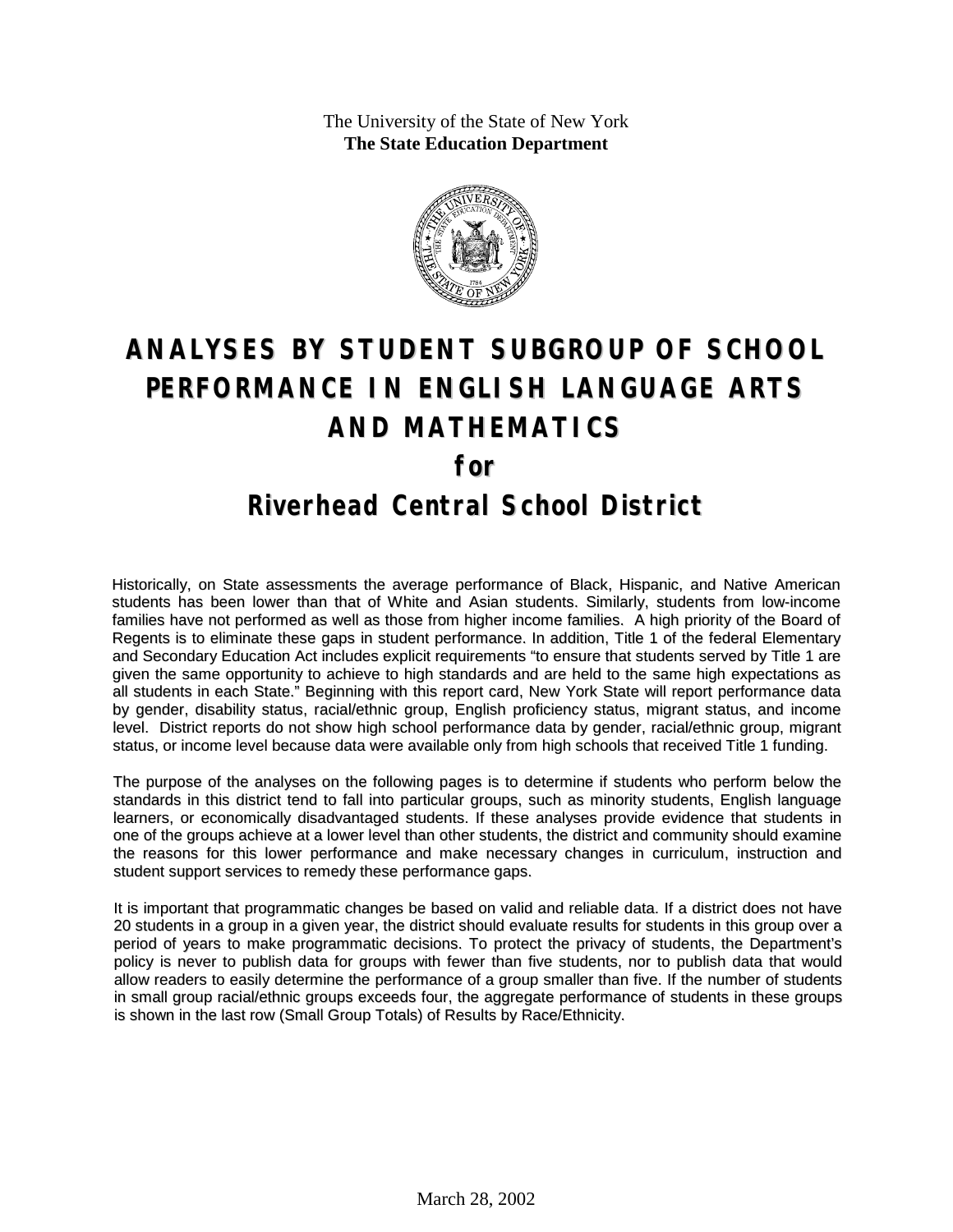The University of the State of New York
**The State Education Department**

# ANALYSES BY STUDENT SUBGROUP OF SCHOOL PERFORMANCE IN ENGLISH LANGUAGE ARTS AND MATHEMATICS

## for

## Riverhead Central School District

Historically, on State assessments the average performance of Black, Hispanic, and Native American students has been lower than that of White and Asian students. Similarly, students from low-income families have not performed as well as those from higher income families. A high priority of the Board of Regents is to eliminate these gaps in student performance. In addition, Title 1 of the federal Elementary and Secondary Education Act includes explicit requirements "to ensure that students served by Title 1 are given the same opportunity to achieve to high standards and are held to the same high expectations as all students in each State." Beginning with this report card, New York State will report performance data by gender, disability status, racial/ethnic group, English proficiency status, migrant status, and income level. District reports do not show high school performance data by gender, racial/ethnic group, migrant status, or income level because data were available only from high schools that received Title 1 funding.

The purpose of the analyses on the following pages is to determine if students who perform below the standards in this district tend to fall into particular groups, such as minority students, English language learners, or economically disadvantaged students. If these analyses provide evidence that students in one of the groups achieve at a lower level than other students, the district and community should examine the reasons for this lower performance and make necessary changes in curriculum, instruction and student support services to remedy these performance gaps.

It is important that programmatic changes be based on valid and reliable data. If a district does not have 20 students in a group in a given year, the district should evaluate results for students in this group over a period of years to make programmatic decisions. To protect the privacy of students, the Department's policy is never to publish data for groups with fewer than five students, nor to publish data that would allow readers to easily determine the performance of a group smaller than five. If the number of students in small group racial/ethnic groups exceeds four, the aggregate performance of students in these groups is shown in the last row (Small Group Totals) of Results by Race/Ethnicity.

March 28, 2002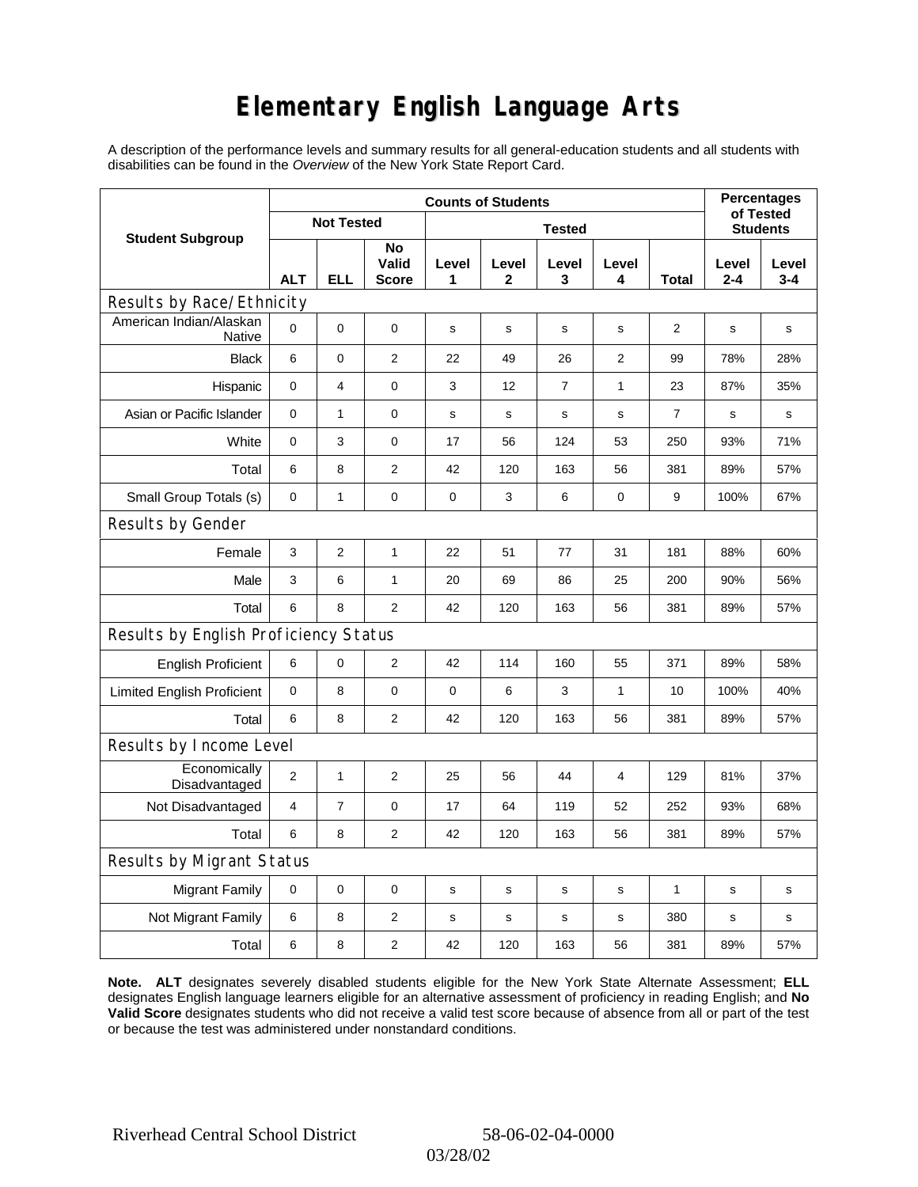# Elementary English Language Arts

A description of the performance levels and summary results for all general-education students and all students with disabilities can be found in the *Overview* of the New York State Report Card.

| Student Subgroup | Counts of Students | | | | | | | | Percentages of Tested Students | |
|---|---|---|---|---|---|---|---|---|---|---|
| | Not Tested | | | Tested | | | | | | |
| | ALT | ELL | No Valid Score | Level 1 | Level 2 | Level 3 | Level 4 | Total | Level 2-4 | Level 3-4 |
| **Results by Race/Ethnicity** | | | | | | | | | | |
| American Indian/Alaskan Native | 0 | 0 | 0 | s | s | s | s | 2 | s | s |
| Black | 6 | 0 | 2 | 22 | 49 | 26 | 2 | 99 | 78% | 28% |
| Hispanic | 0 | 4 | 0 | 3 | 12 | 7 | 1 | 23 | 87% | 35% |
| Asian or Pacific Islander | 0 | 1 | 0 | s | s | s | s | 7 | s | s |
| White | 0 | 3 | 0 | 17 | 56 | 124 | 53 | 250 | 93% | 71% |
| Total | 6 | 8 | 2 | 42 | 120 | 163 | 56 | 381 | 89% | 57% |
| Small Group Totals (s) | 0 | 1 | 0 | 0 | 3 | 6 | 0 | 9 | 100% | 67% |
| **Results by Gender** | | | | | | | | | | |
| Female | 3 | 2 | 1 | 22 | 51 | 77 | 31 | 181 | 88% | 60% |
| Male | 3 | 6 | 1 | 20 | 69 | 86 | 25 | 200 | 90% | 56% |
| Total | 6 | 8 | 2 | 42 | 120 | 163 | 56 | 381 | 89% | 57% |
| **Results by English Proficiency Status** | | | | | | | | | | |
| English Proficient | 6 | 0 | 2 | 42 | 114 | 160 | 55 | 371 | 89% | 58% |
| Limited English Proficient | 0 | 8 | 0 | 0 | 6 | 3 | 1 | 10 | 100% | 40% |
| Total | 6 | 8 | 2 | 42 | 120 | 163 | 56 | 381 | 89% | 57% |
| **Results by Income Level** | | | | | | | | | | |
| Economically Disadvantaged | 2 | 1 | 2 | 25 | 56 | 44 | 4 | 129 | 81% | 37% |
| Not Disadvantaged | 4 | 7 | 0 | 17 | 64 | 119 | 52 | 252 | 93% | 68% |
| Total | 6 | 8 | 2 | 42 | 120 | 163 | 56 | 381 | 89% | 57% |
| **Results by Migrant Status** | | | | | | | | | | |
| Migrant Family | 0 | 0 | 0 | s | s | s | s | 1 | s | s |
| Not Migrant Family | 6 | 8 | 2 | s | s | s | s | 380 | s | s |
| Total | 6 | 8 | 2 | 42 | 120 | 163 | 56 | 381 | 89% | 57% |

**Note.** **ALT** designates severely disabled students eligible for the New York State Alternate Assessment; **ELL** designates English language learners eligible for an alternative assessment of proficiency in reading English; and **No Valid Score** designates students who did not receive a valid test score because of absence from all or part of the test or because the test was administered under nonstandard conditions.

Riverhead Central School District 58-06-02-04-0000

03/28/02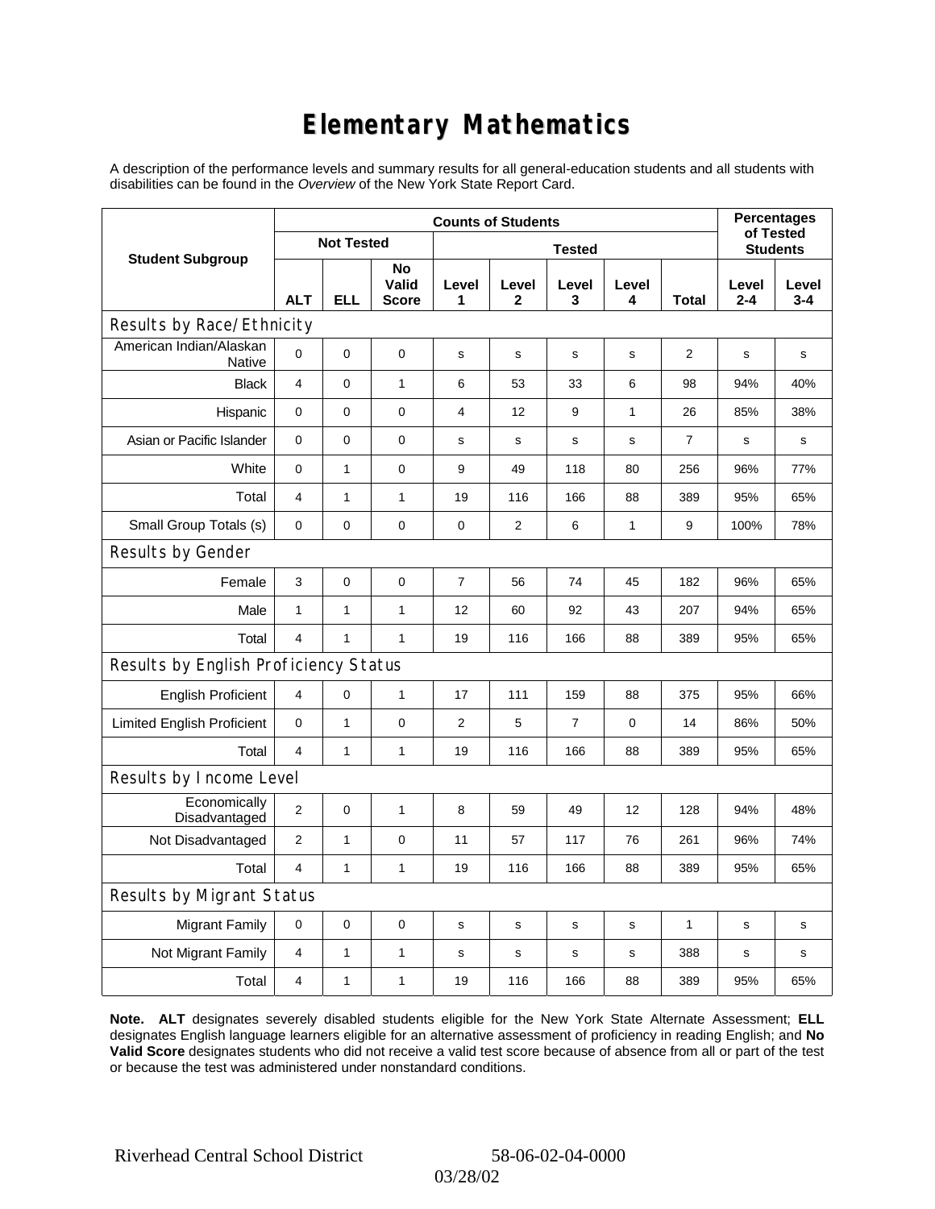# Elementary Mathematics

A description of the performance levels and summary results for all general-education students and all students with disabilities can be found in the *Overview* of the New York State Report Card.

| Student Subgroup | Counts of Students | | | | | | | | Percentages of Tested Students | |
|---|---|---|---|---|---|---|---|---|---|---|
| | Not Tested | | | Tested | | | | | | |
| | ALT | ELL | No Valid Score | Level 1 | Level 2 | Level 3 | Level 4 | Total | Level 2-4 | Level 3-4 |
| **Results by Race/Ethnicity** | | | | | | | | | | |
| American Indian/Alaskan Native | 0 | 0 | 0 | s | s | s | s | 2 | s | s |
| Black | 4 | 0 | 1 | 6 | 53 | 33 | 6 | 98 | 94% | 40% |
| Hispanic | 0 | 0 | 0 | 4 | 12 | 9 | 1 | 26 | 85% | 38% |
| Asian or Pacific Islander | 0 | 0 | 0 | s | s | s | s | 7 | s | s |
| White | 0 | 1 | 0 | 9 | 49 | 118 | 80 | 256 | 96% | 77% |
| Total | 4 | 1 | 1 | 19 | 116 | 166 | 88 | 389 | 95% | 65% |
| Small Group Totals (s) | 0 | 0 | 0 | 0 | 2 | 6 | 1 | 9 | 100% | 78% |
| **Results by Gender** | | | | | | | | | | |
| Female | 3 | 0 | 0 | 7 | 56 | 74 | 45 | 182 | 96% | 65% |
| Male | 1 | 1 | 1 | 12 | 60 | 92 | 43 | 207 | 94% | 65% |
| Total | 4 | 1 | 1 | 19 | 116 | 166 | 88 | 389 | 95% | 65% |
| **Results by English Proficiency Status** | | | | | | | | | | |
| English Proficient | 4 | 0 | 1 | 17 | 111 | 159 | 88 | 375 | 95% | 66% |
| Limited English Proficient | 0 | 1 | 0 | 2 | 5 | 7 | 0 | 14 | 86% | 50% |
| Total | 4 | 1 | 1 | 19 | 116 | 166 | 88 | 389 | 95% | 65% |
| **Results by Income Level** | | | | | | | | | | |
| Economically Disadvantaged | 2 | 0 | 1 | 8 | 59 | 49 | 12 | 128 | 94% | 48% |
| Not Disadvantaged | 2 | 1 | 0 | 11 | 57 | 117 | 76 | 261 | 96% | 74% |
| Total | 4 | 1 | 1 | 19 | 116 | 166 | 88 | 389 | 95% | 65% |
| **Results by Migrant Status** | | | | | | | | | | |
| Migrant Family | 0 | 0 | 0 | s | s | s | s | 1 | s | s |
| Not Migrant Family | 4 | 1 | 1 | s | s | s | s | 388 | s | s |
| Total | 4 | 1 | 1 | 19 | 116 | 166 | 88 | 389 | 95% | 65% |

**Note. ALT** designates severely disabled students eligible for the New York State Alternate Assessment; **ELL** designates English language learners eligible for an alternative assessment of proficiency in reading English; and **No Valid Score** designates students who did not receive a valid test score because of absence from all or part of the test or because the test was administered under nonstandard conditions.

Riverhead Central School District 58-06-02-04-0000 03/28/02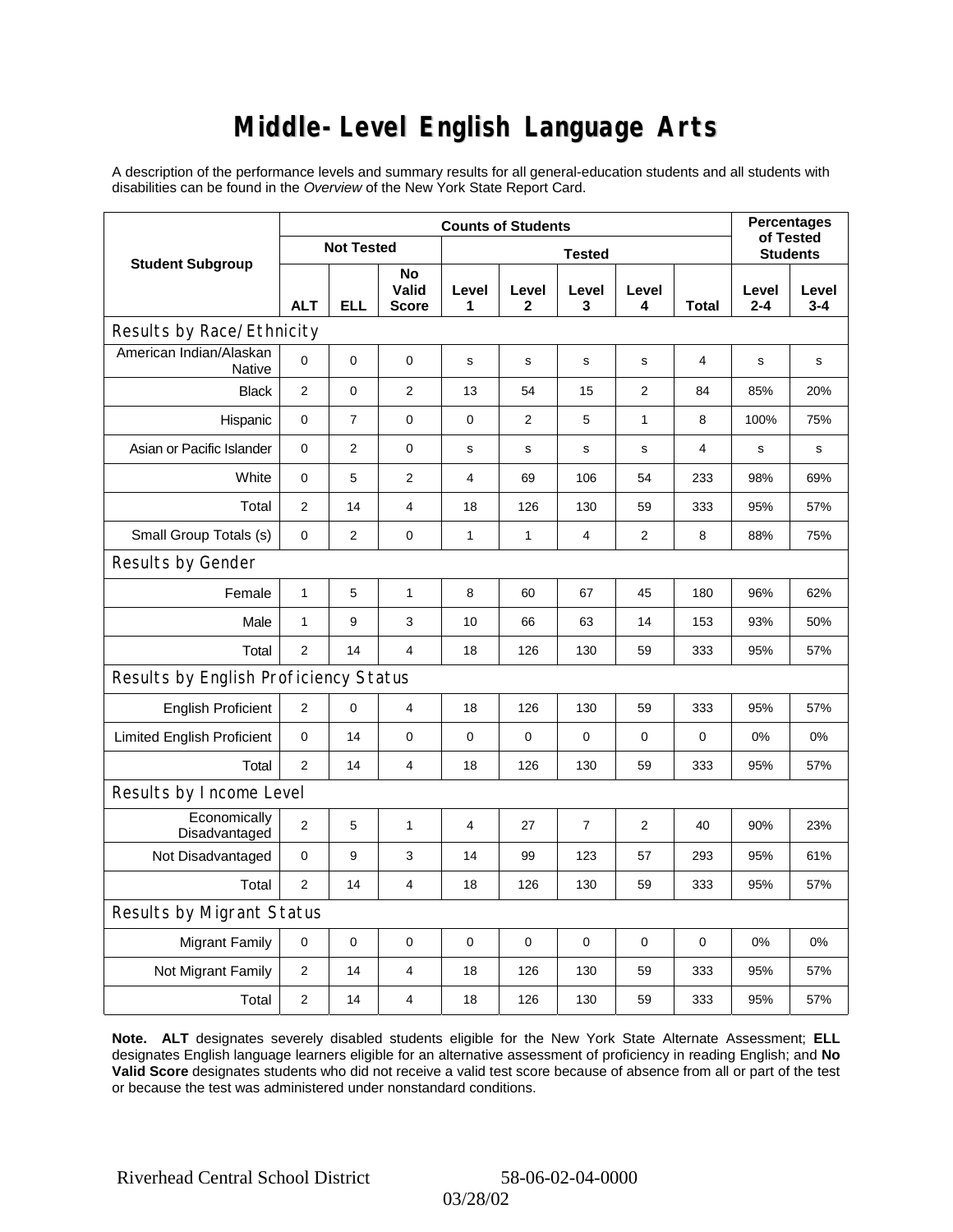# Middle-Level English Language Arts

A description of the performance levels and summary results for all general-education students and all students with disabilities can be found in the *Overview* of the New York State Report Card.

| Student Subgroup | Counts of Students | | | | | | | | Percentages of Tested Students | |
|---|---|---|---|---|---|---|---|---|---|---|
| | Not Tested | | | Tested | | | | | | |
| | ALT | ELL | No Valid Score | Level 1 | Level 2 | Level 3 | Level 4 | Total | Level 2-4 | Level 3-4 |
| **Results by Race/Ethnicity** | | | | | | | | | | |
| American Indian/Alaskan Native | 0 | 0 | 0 | s | s | s | s | 4 | s | s |
| Black | 2 | 0 | 2 | 13 | 54 | 15 | 2 | 84 | 85% | 20% |
| Hispanic | 0 | 7 | 0 | 0 | 2 | 5 | 1 | 8 | 100% | 75% |
| Asian or Pacific Islander | 0 | 2 | 0 | s | s | s | s | 4 | s | s |
| White | 0 | 5 | 2 | 4 | 69 | 106 | 54 | 233 | 98% | 69% |
| Total | 2 | 14 | 4 | 18 | 126 | 130 | 59 | 333 | 95% | 57% |
| Small Group Totals (s) | 0 | 2 | 0 | 1 | 1 | 4 | 2 | 8 | 88% | 75% |
| **Results by Gender** | | | | | | | | | | |
| Female | 1 | 5 | 1 | 8 | 60 | 67 | 45 | 180 | 96% | 62% |
| Male | 1 | 9 | 3 | 10 | 66 | 63 | 14 | 153 | 93% | 50% |
| Total | 2 | 14 | 4 | 18 | 126 | 130 | 59 | 333 | 95% | 57% |
| **Results by English Proficiency Status** | | | | | | | | | | |
| English Proficient | 2 | 0 | 4 | 18 | 126 | 130 | 59 | 333 | 95% | 57% |
| Limited English Proficient | 0 | 14 | 0 | 0 | 0 | 0 | 0 | 0 | 0% | 0% |
| Total | 2 | 14 | 4 | 18 | 126 | 130 | 59 | 333 | 95% | 57% |
| **Results by Income Level** | | | | | | | | | | |
| Economically Disadvantaged | 2 | 5 | 1 | 4 | 27 | 7 | 2 | 40 | 90% | 23% |
| Not Disadvantaged | 0 | 9 | 3 | 14 | 99 | 123 | 57 | 293 | 95% | 61% |
| Total | 2 | 14 | 4 | 18 | 126 | 130 | 59 | 333 | 95% | 57% |
| **Results by Migrant Status** | | | | | | | | | | |
| Migrant Family | 0 | 0 | 0 | 0 | 0 | 0 | 0 | 0 | 0% | 0% |
| Not Migrant Family | 2 | 14 | 4 | 18 | 126 | 130 | 59 | 333 | 95% | 57% |
| Total | 2 | 14 | 4 | 18 | 126 | 130 | 59 | 333 | 95% | 57% |

**Note. ALT** designates severely disabled students eligible for the New York State Alternate Assessment; **ELL** designates English language learners eligible for an alternative assessment of proficiency in reading English; and **No Valid Score** designates students who did not receive a valid test score because of absence from all or part of the test or because the test was administered under nonstandard conditions.

Riverhead Central School District 58-06-02-04-0000

03/28/02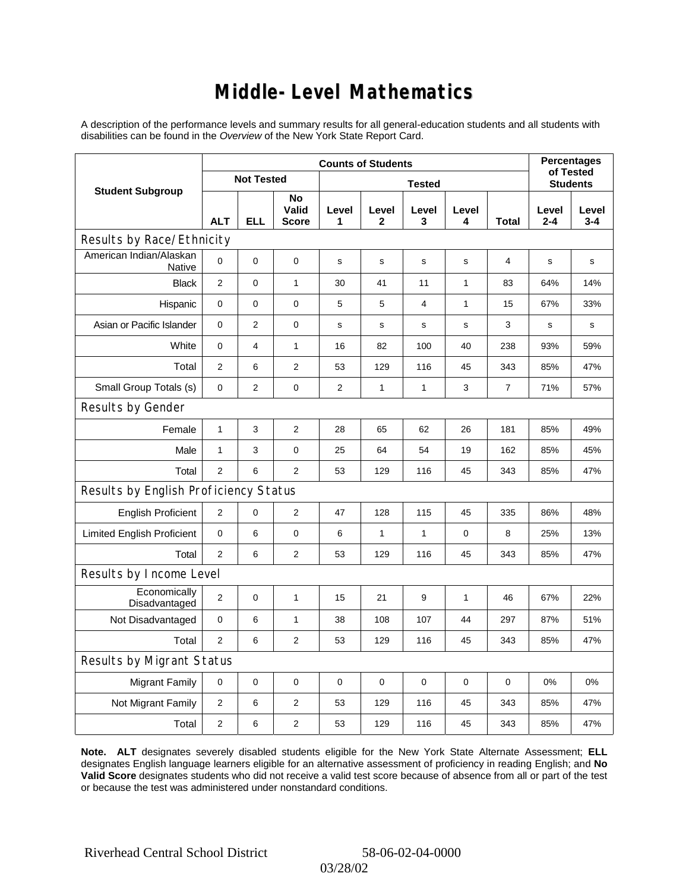# Middle-Level Mathematics

A description of the performance levels and summary results for all general-education students and all students with disabilities can be found in the *Overview* of the New York State Report Card.

| Student Subgroup | Counts of Students | | | | | | | | Percentages of Tested Students | |
|---|---|---|---|---|---|---|---|---|---|---|
| | Not Tested | | | Tested | | | | | | |
| | ALT | ELL | No Valid Score | Level 1 | Level 2 | Level 3 | Level 4 | Total | Level 2-4 | Level 3-4 |
| **Results by Race/Ethnicity** | | | | | | | | | | |
| American Indian/Alaskan Native | 0 | 0 | 0 | s | s | s | s | 4 | s | s |
| Black | 2 | 0 | 1 | 30 | 41 | 11 | 1 | 83 | 64% | 14% |
| Hispanic | 0 | 0 | 0 | 5 | 5 | 4 | 1 | 15 | 67% | 33% |
| Asian or Pacific Islander | 0 | 2 | 0 | s | s | s | s | 3 | s | s |
| White | 0 | 4 | 1 | 16 | 82 | 100 | 40 | 238 | 93% | 59% |
| Total | 2 | 6 | 2 | 53 | 129 | 116 | 45 | 343 | 85% | 47% |
| Small Group Totals (s) | 0 | 2 | 0 | 2 | 1 | 1 | 3 | 7 | 71% | 57% |
| **Results by Gender** | | | | | | | | | | |
| Female | 1 | 3 | 2 | 28 | 65 | 62 | 26 | 181 | 85% | 49% |
| Male | 1 | 3 | 0 | 25 | 64 | 54 | 19 | 162 | 85% | 45% |
| Total | 2 | 6 | 2 | 53 | 129 | 116 | 45 | 343 | 85% | 47% |
| **Results by English Proficiency Status** | | | | | | | | | | |
| English Proficient | 2 | 0 | 2 | 47 | 128 | 115 | 45 | 335 | 86% | 48% |
| Limited English Proficient | 0 | 6 | 0 | 6 | 1 | 1 | 0 | 8 | 25% | 13% |
| Total | 2 | 6 | 2 | 53 | 129 | 116 | 45 | 343 | 85% | 47% |
| **Results by Income Level** | | | | | | | | | | |
| Economically Disadvantaged | 2 | 0 | 1 | 15 | 21 | 9 | 1 | 46 | 67% | 22% |
| Not Disadvantaged | 0 | 6 | 1 | 38 | 108 | 107 | 44 | 297 | 87% | 51% |
| Total | 2 | 6 | 2 | 53 | 129 | 116 | 45 | 343 | 85% | 47% |
| **Results by Migrant Status** | | | | | | | | | | |
| Migrant Family | 0 | 0 | 0 | 0 | 0 | 0 | 0 | 0 | 0% | 0% |
| Not Migrant Family | 2 | 6 | 2 | 53 | 129 | 116 | 45 | 343 | 85% | 47% |
| Total | 2 | 6 | 2 | 53 | 129 | 116 | 45 | 343 | 85% | 47% |

**Note. ALT** designates severely disabled students eligible for the New York State Alternate Assessment; **ELL** designates English language learners eligible for an alternative assessment of proficiency in reading English; and **No Valid Score** designates students who did not receive a valid test score because of absence from all or part of the test or because the test was administered under nonstandard conditions.

Riverhead Central School District 58-06-02-04-0000 03/28/02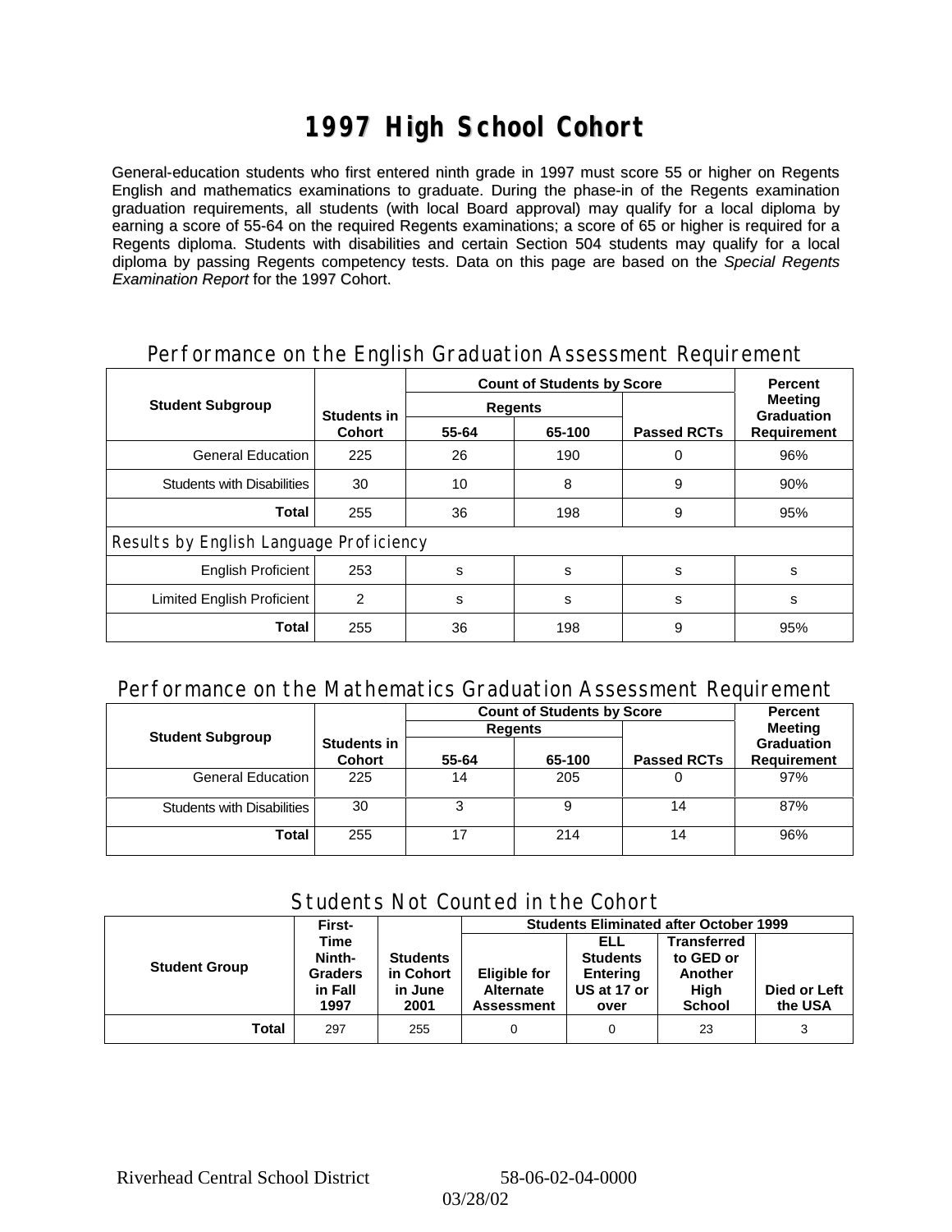# 1997 High School Cohort

General-education students who first entered ninth grade in 1997 must score 55 or higher on Regents English and mathematics examinations to graduate. During the phase-in of the Regents examination graduation requirements, all students (with local Board approval) may qualify for a local diploma by earning a score of 55-64 on the required Regents examinations; a score of 65 or higher is required for a Regents diploma. Students with disabilities and certain Section 504 students may qualify for a local diploma by passing Regents competency tests. Data on this page are based on the *Special Regents Examination Report* for the 1997 Cohort.

## Performance on the English Graduation Assessment Requirement

| Student Subgroup | Students in Cohort | Count of Students by Score | | | Percent Meeting Graduation Requirement |
|---|---|---|---|---|---|
| | | Regents | | | |
| | | 55-64 | 65-100 | Passed RCTs | |
| General Education | 225 | 26 | 190 | 0 | 96% |
| Students with Disabilities | 30 | 10 | 8 | 9 | 90% |
| **Total** | 255 | 36 | 198 | 9 | 95% |
| Results by English Language Proficiency | | | | | |
| English Proficient | 253 | s | s | s | s |
| Limited English Proficient | 2 | s | s | s | s |
| **Total** | 255 | 36 | 198 | 9 | 95% |

## Performance on the Mathematics Graduation Assessment Requirement

| Student Subgroup | Students in Cohort | Count of Students by Score | | | Percent Meeting Graduation Requirement |
|---|---|---|---|---|---|
| | | Regents | | | |
| | | 55-64 | 65-100 | Passed RCTs | |
| General Education | 225 | 14 | 205 | 0 | 97% |
| Students with Disabilities | 30 | 3 | 9 | 14 | 87% |
| **Total** | 255 | 17 | 214 | 14 | 96% |

## Students Not Counted in the Cohort

| Student Group | First-Time Ninth-Graders in Fall 1997 | Students in Cohort in June 2001 | Students Eliminated after October 1999 | | | |
|---|---|---|---|---|---|---|
| | | | Eligible for Alternate Assessment | ELL Students Entering US at 17 or over | Transferred to GED or Another High School | Died or Left the USA |
| **Total** | 297 | 255 | 0 | 0 | 23 | 3 |

Riverhead Central School District 58-06-02-04-0000

03/28/02